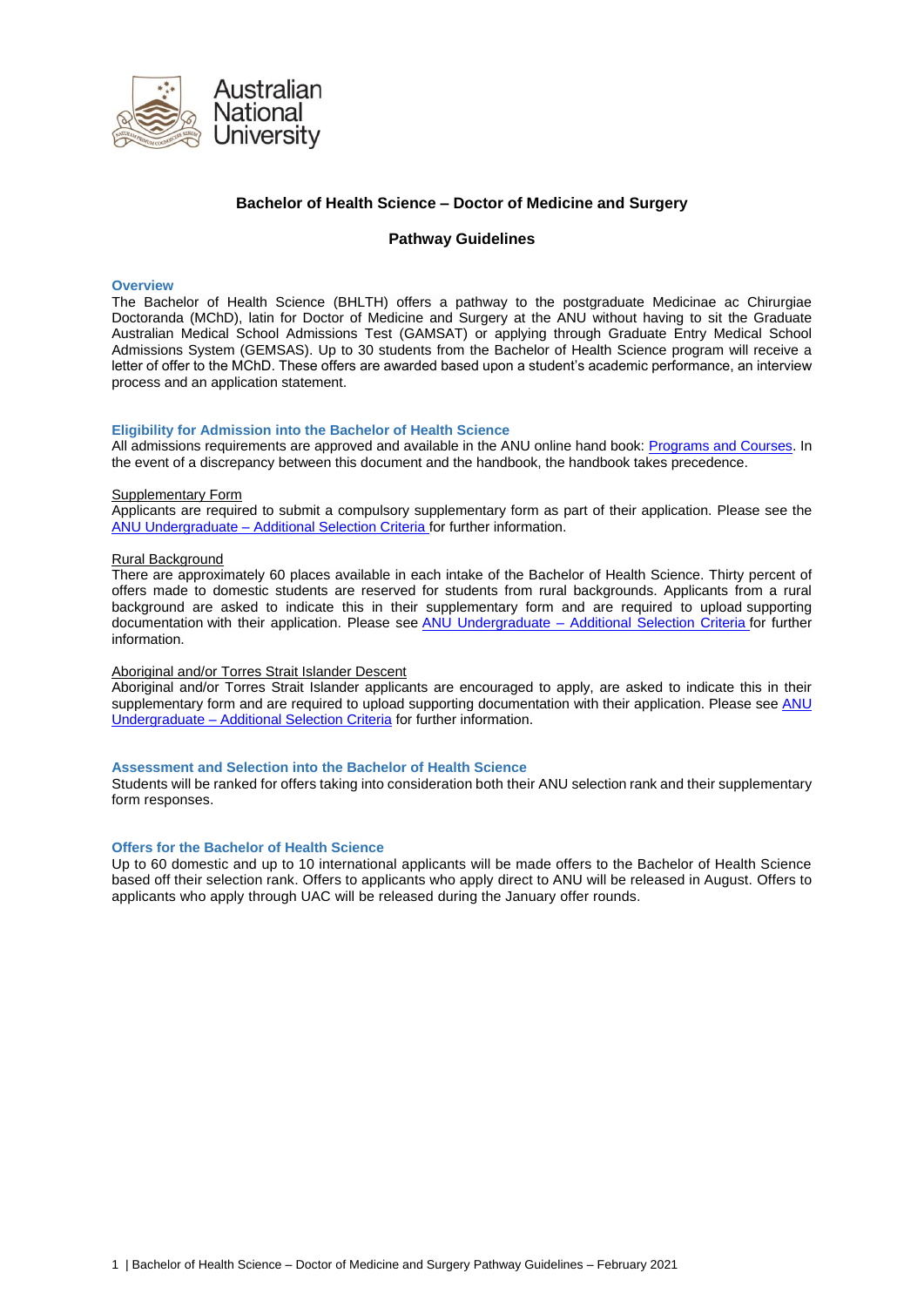# Bachelor of Health Science – Doctor of Medicine and Surgery

## Pathway Guidelines

### Overview

The Bachelor of Health Science (BHLTH) offers a pathway to the postgraduate Medicinae ac Chirurgiae Doctoranda (MChD), latin for Doctor of Medicine and Surgery at the ANU without having to sit the Graduate Australian Medical School Admissions Test (GAMSAT) or applying through Graduate Entry Medical School Admissions System (GEMSAS). Up to 30 students from the Bachelor of Health Science program will receive a letter of offer to the MChD. These offers are awarded based upon a student's academic performance, an interview process and an application statement.

### Eligibility for Admission into the Bachelor of Health Science

All admissions requirements are approved and available in the ANU online hand book: [Programs and Courses](). In the event of a discrepancy between this document and the handbook, the handbook takes precedence.

Supplementary Form

Applicants are required to submit a compulsory supplementary form as part of their application. Please see the [ANU Undergraduate – Additional Selection Criteria]() for further information.

Rural Background

There are approximately 60 places available in each intake of the Bachelor of Health Science. Thirty percent of offers made to domestic students are reserved for students from rural backgrounds. Applicants from a rural background are asked to indicate this in their supplementary form and are required to upload supporting documentation with their application. Please see [ANU Undergraduate – Additional Selection Criteria]() for further information.

Aboriginal and/or Torres Strait Islander Descent

Aboriginal and/or Torres Strait Islander applicants are encouraged to apply, are asked to indicate this in their supplementary form and are required to upload supporting documentation with their application. Please see [ANU Undergraduate – Additional Selection Criteria]() for further information.

### Assessment and Selection into the Bachelor of Health Science

Students will be ranked for offers taking into consideration both their ANU selection rank and their supplementary form responses.

### Offers for the Bachelor of Health Science

Up to 60 domestic and up to 10 international applicants will be made offers to the Bachelor of Health Science based off their selection rank. Offers to applicants who apply direct to ANU will be released in August. Offers to applicants who apply through UAC will be released during the January offer rounds.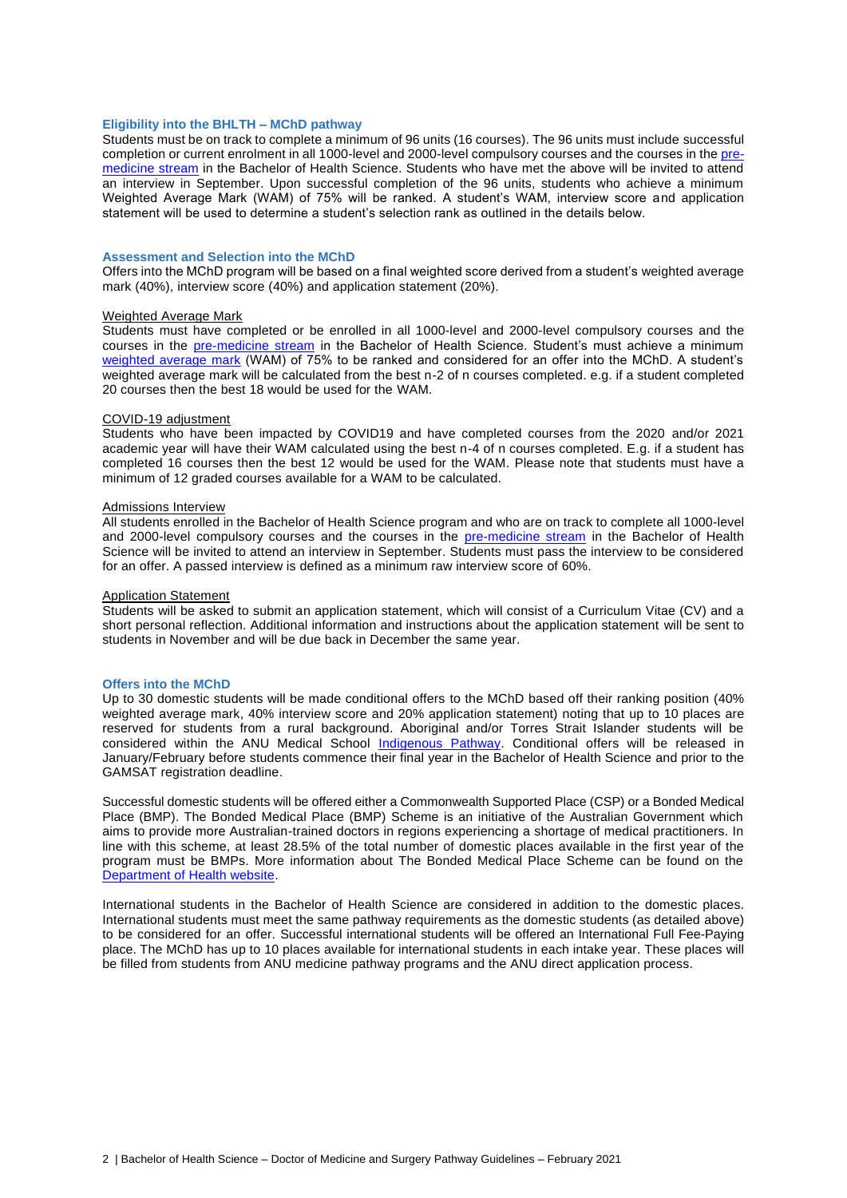## Eligibility into the BHLTH – MChD pathway

Students must be on track to complete a minimum of 96 units (16 courses). The 96 units must include successful completion or current enrolment in all 1000-level and 2000-level compulsory courses and the courses in the pre-medicine stream in the Bachelor of Health Science. Students who have met the above will be invited to attend an interview in September. Upon successful completion of the 96 units, students who achieve a minimum Weighted Average Mark (WAM) of 75% will be ranked. A student's WAM, interview score and application statement will be used to determine a student's selection rank as outlined in the details below.

## Assessment and Selection into the MChD

Offers into the MChD program will be based on a final weighted score derived from a student's weighted average mark (40%), interview score (40%) and application statement (20%).

### Weighted Average Mark

Students must have completed or be enrolled in all 1000-level and 2000-level compulsory courses and the courses in the pre-medicine stream in the Bachelor of Health Science. Student's must achieve a minimum weighted average mark (WAM) of 75% to be ranked and considered for an offer into the MChD. A student's weighted average mark will be calculated from the best n-2 of n courses completed. e.g. if a student completed 20 courses then the best 18 would be used for the WAM.

### COVID-19 adjustment

Students who have been impacted by COVID19 and have completed courses from the 2020 and/or 2021 academic year will have their WAM calculated using the best n-4 of n courses completed. E.g. if a student has completed 16 courses then the best 12 would be used for the WAM. Please note that students must have a minimum of 12 graded courses available for a WAM to be calculated.

### Admissions Interview

All students enrolled in the Bachelor of Health Science program and who are on track to complete all 1000-level and 2000-level compulsory courses and the courses in the pre-medicine stream in the Bachelor of Health Science will be invited to attend an interview in September. Students must pass the interview to be considered for an offer. A passed interview is defined as a minimum raw interview score of 60%.

### Application Statement

Students will be asked to submit an application statement, which will consist of a Curriculum Vitae (CV) and a short personal reflection. Additional information and instructions about the application statement will be sent to students in November and will be due back in December the same year.

## Offers into the MChD

Up to 30 domestic students will be made conditional offers to the MChD based off their ranking position (40% weighted average mark, 40% interview score and 20% application statement) noting that up to 10 places are reserved for students from a rural background. Aboriginal and/or Torres Strait Islander students will be considered within the ANU Medical School Indigenous Pathway. Conditional offers will be released in January/February before students commence their final year in the Bachelor of Health Science and prior to the GAMSAT registration deadline.

Successful domestic students will be offered either a Commonwealth Supported Place (CSP) or a Bonded Medical Place (BMP). The Bonded Medical Place (BMP) Scheme is an initiative of the Australian Government which aims to provide more Australian-trained doctors in regions experiencing a shortage of medical practitioners. In line with this scheme, at least 28.5% of the total number of domestic places available in the first year of the program must be BMPs. More information about The Bonded Medical Place Scheme can be found on the Department of Health website.

International students in the Bachelor of Health Science are considered in addition to the domestic places. International students must meet the same pathway requirements as the domestic students (as detailed above) to be considered for an offer. Successful international students will be offered an International Full Fee-Paying place. The MChD has up to 10 places available for international students in each intake year. These places will be filled from students from ANU medicine pathway programs and the ANU direct application process.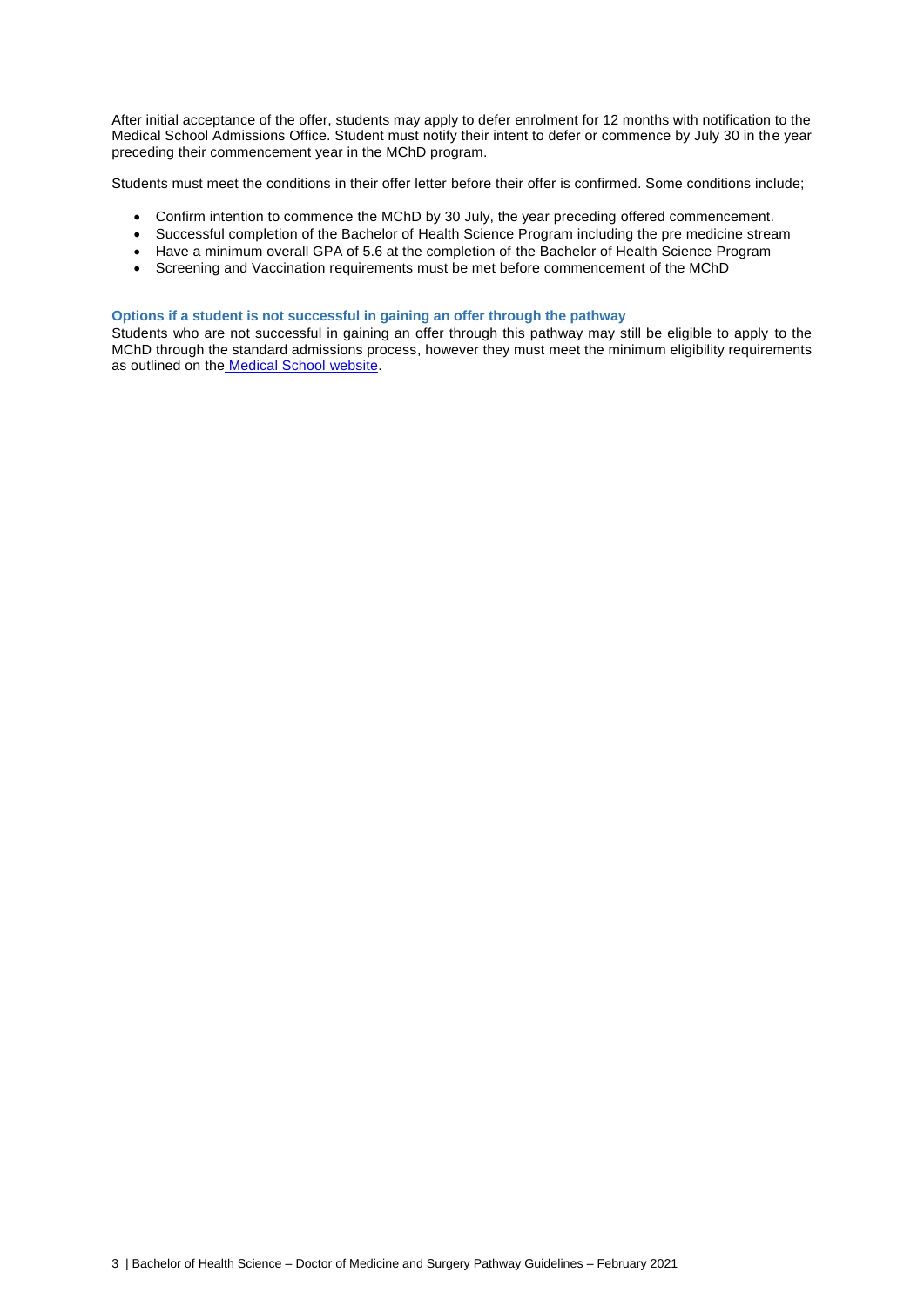After initial acceptance of the offer, students may apply to defer enrolment for 12 months with notification to the Medical School Admissions Office. Student must notify their intent to defer or commence by July 30 in the year preceding their commencement year in the MChD program.

Students must meet the conditions in their offer letter before their offer is confirmed. Some conditions include;

- Confirm intention to commence the MChD by 30 July, the year preceding offered commencement.
- Successful completion of the Bachelor of Health Science Program including the pre medicine stream
- Have a minimum overall GPA of 5.6 at the completion of the Bachelor of Health Science Program
- Screening and Vaccination requirements must be met before commencement of the MChD

### Options if a student is not successful in gaining an offer through the pathway

Students who are not successful in gaining an offer through this pathway may still be eligible to apply to the MChD through the standard admissions process, however they must meet the minimum eligibility requirements as outlined on the Medical School website.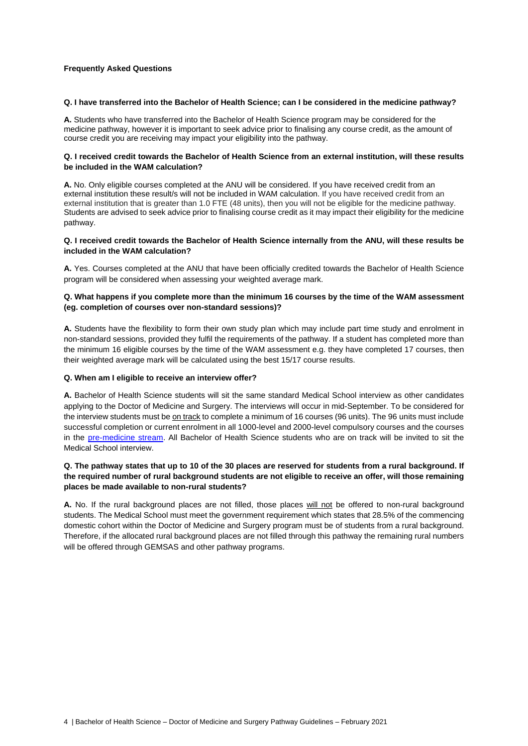**Frequently Asked Questions**

**Q. I have transferred into the Bachelor of Health Science; can I be considered in the medicine pathway?**

**A.** Students who have transferred into the Bachelor of Health Science program may be considered for the medicine pathway, however it is important to seek advice prior to finalising any course credit, as the amount of course credit you are receiving may impact your eligibility into the pathway.

**Q. I received credit towards the Bachelor of Health Science from an external institution, will these results be included in the WAM calculation?**

**A.** No. Only eligible courses completed at the ANU will be considered. If you have received credit from an external institution these result/s will not be included in WAM calculation. If you have received credit from an external institution that is greater than 1.0 FTE (48 units), then you will not be eligible for the medicine pathway. Students are advised to seek advice prior to finalising course credit as it may impact their eligibility for the medicine pathway.

**Q. I received credit towards the Bachelor of Health Science internally from the ANU, will these results be included in the WAM calculation?**

**A.** Yes. Courses completed at the ANU that have been officially credited towards the Bachelor of Health Science program will be considered when assessing your weighted average mark.

**Q. What happens if you complete more than the minimum 16 courses by the time of the WAM assessment (eg. completion of courses over non-standard sessions)?**

**A.** Students have the flexibility to form their own study plan which may include part time study and enrolment in non-standard sessions, provided they fulfil the requirements of the pathway. If a student has completed more than the minimum 16 eligible courses by the time of the WAM assessment e.g. they have completed 17 courses, then their weighted average mark will be calculated using the best 15/17 course results.

**Q. When am I eligible to receive an interview offer?**

**A.** Bachelor of Health Science students will sit the same standard Medical School interview as other candidates applying to the Doctor of Medicine and Surgery. The interviews will occur in mid-September. To be considered for the interview students must be on track to complete a minimum of 16 courses (96 units). The 96 units must include successful completion or current enrolment in all 1000-level and 2000-level compulsory courses and the courses in the pre-medicine stream. All Bachelor of Health Science students who are on track will be invited to sit the Medical School interview.

**Q. The pathway states that up to 10 of the 30 places are reserved for students from a rural background. If the required number of rural background students are not eligible to receive an offer, will those remaining places be made available to non-rural students?**

**A.** No. If the rural background places are not filled, those places will not be offered to non-rural background students. The Medical School must meet the government requirement which states that 28.5% of the commencing domestic cohort within the Doctor of Medicine and Surgery program must be of students from a rural background. Therefore, if the allocated rural background places are not filled through this pathway the remaining rural numbers will be offered through GEMSAS and other pathway programs.